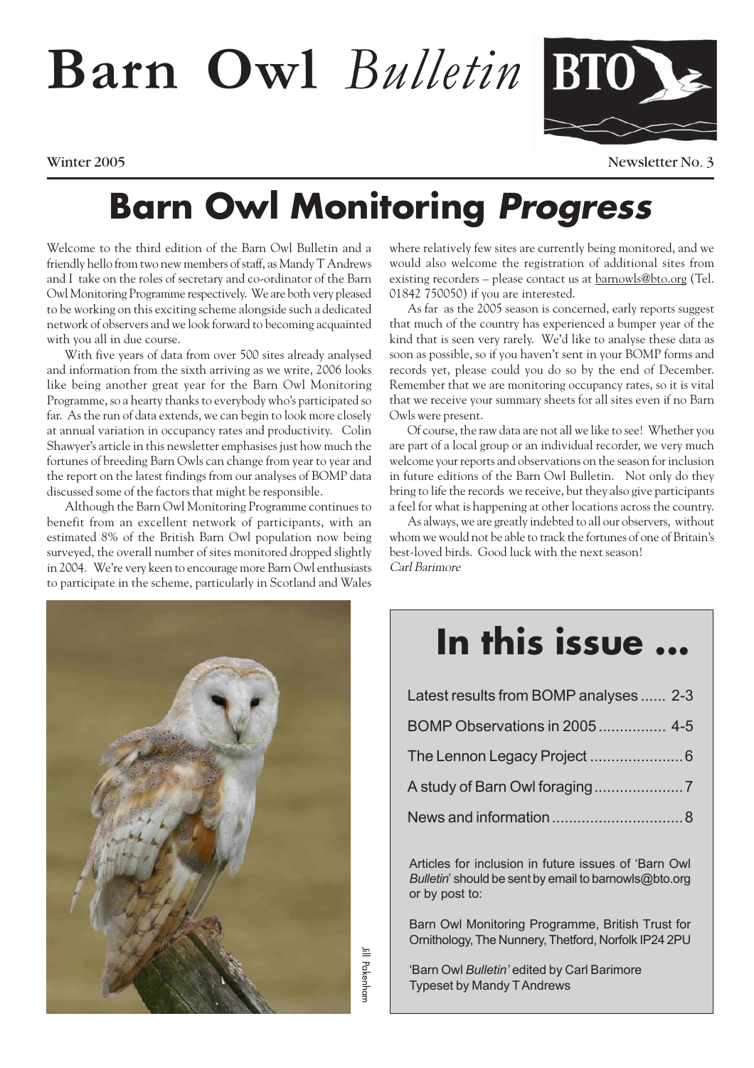# Barn Owl *Bulletin*

Winter 2005

Newsletter No. 3

# Barn Owl Monitoring *Progress*

Welcome to the third edition of the Barn Owl Bulletin and a friendly hello from two new members of staff, as Mandy T Andrews and I take on the roles of secretary and co-ordinator of the Barn Owl Monitoring Programme respectively. We are both very pleased to be working on this exciting scheme alongside such a dedicated network of observers and we look forward to becoming acquainted with you all in due course.

With five years of data from over 500 sites already analysed and information from the sixth arriving as we write, 2006 looks like being another great year for the Barn Owl Monitoring Programme, so a hearty thanks to everybody who's participated so far. As the run of data extends, we can begin to look more closely at annual variation in occupancy rates and productivity. Colin Shawyer's article in this newsletter emphasises just how much the fortunes of breeding Barn Owls can change from year to year and the report on the latest findings from our analyses of BOMP data discussed some of the factors that might be responsible.

Although the Barn Owl Monitoring Programme continues to benefit from an excellent network of participants, with an estimated 8% of the British Barn Owl population now being surveyed, the overall number of sites monitored dropped slightly in 2004. We're very keen to encourage more Barn Owl enthusiasts to participate in the scheme, particularly in Scotland and Wales where relatively few sites are currently being monitored, and we would also welcome the registration of additional sites from existing recorders – please contact us at barnowls@bto.org (Tel. 01842 750050) if you are interested.

As far as the 2005 season is concerned, early reports suggest that much of the country has experienced a bumper year of the kind that is seen very rarely. We'd like to analyse these data as soon as possible, so if you haven't sent in your BOMP forms and records yet, please could you do so by the end of December. Remember that we are monitoring occupancy rates, so it is vital that we receive your summary sheets for all sites even if no Barn Owls were present.

Of course, the raw data are not all we like to see! Whether you are part of a local group or an individual recorder, we very much welcome your reports and observations on the season for inclusion in future editions of the Barn Owl Bulletin. Not only do they bring to life the records we receive, but they also give participants a feel for what is happening at other locations across the country.

As always, we are greatly indebted to all our observers, without whom we would not be able to track the fortunes of one of Britain's best-loved birds. Good luck with the next season!

*Carl Barimore*

Jill Pakenham

## In this issue ...

- Latest results from BOMP analyses ...... 2-3
- BOMP Observations in 2005 ................ 4-5
- The Lennon Legacy Project ...................... 6
- A study of Barn Owl foraging ..................... 7
- News and information ............................... 8

Articles for inclusion in future issues of 'Barn Owl *Bulletin*' should be sent by email to barnowls@bto.org or by post to:

Barn Owl Monitoring Programme, British Trust for Ornithology, The Nunnery, Thetford, Norfolk IP24 2PU

'Barn Owl *Bulletin*' edited by Carl Barimore
Typeset by Mandy T Andrews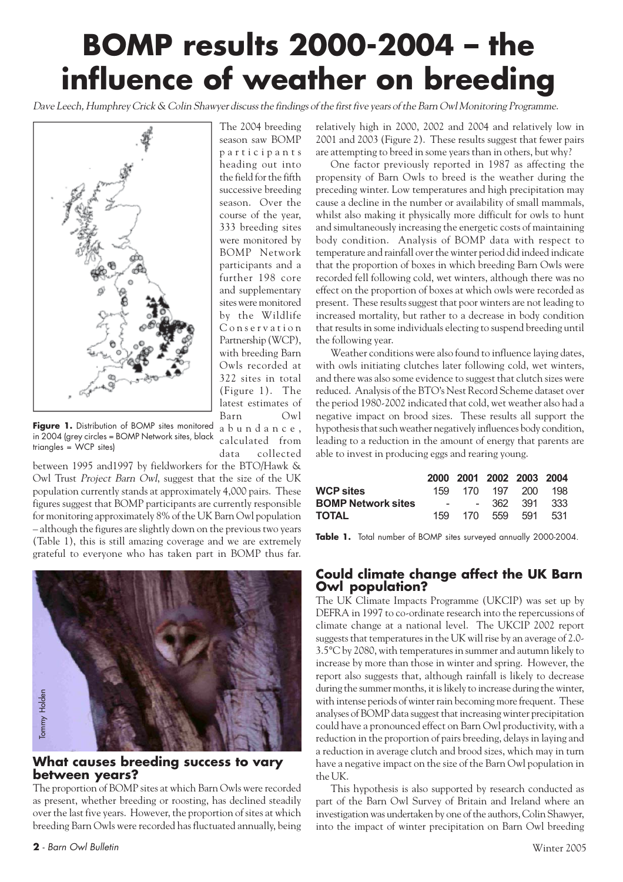# BOMP results 2000-2004 – the influence of weather on breeding

*Dave Leech, Humphrey Crick & Colin Shawyer discuss the findings of the first five years of the Barn Owl Monitoring Programme.*

**Figure 1.** Distribution of BOMP sites monitored in 2004 (grey circles = BOMP Network sites, black triangles = WCP sites)

The 2004 breeding season saw BOMP participants heading out into the field for the fifth successive breeding season. Over the course of the year, 333 breeding sites were monitored by BOMP Network participants and a further 198 core and supplementary sites were monitored by the Wildlife Conservation Partnership (WCP), with breeding Barn Owls recorded at 322 sites in total (Figure 1). The latest estimates of Barn Owl abundance, calculated from data collected between 1995 and1997 by fieldworkers for the BTO/Hawk & Owl Trust *Project Barn Owl*, suggest that the size of the UK population currently stands at approximately 4,000 pairs. These figures suggest that BOMP participants are currently responsible for monitoring approximately 8% of the UK Barn Owl population – although the figures are slightly down on the previous two years (Table 1), this is still amazing coverage and we are extremely grateful to everyone who has taken part in BOMP thus far.

Tommy Holden

## What causes breeding success to vary between years?

The proportion of BOMP sites at which Barn Owls were recorded as present, whether breeding or roosting, has declined steadily over the last five years. However, the proportion of sites at which breeding Barn Owls were recorded has fluctuated annually, being relatively high in 2000, 2002 and 2004 and relatively low in 2001 and 2003 (Figure 2). These results suggest that fewer pairs are attempting to breed in some years than in others, but why?

One factor previously reported in 1987 as affecting the propensity of Barn Owls to breed is the weather during the preceding winter. Low temperatures and high precipitation may cause a decline in the number or availability of small mammals, whilst also making it physically more difficult for owls to hunt and simultaneously increasing the energetic costs of maintaining body condition. Analysis of BOMP data with respect to temperature and rainfall over the winter period did indeed indicate that the proportion of boxes in which breeding Barn Owls were recorded fell following cold, wet winters, although there was no effect on the proportion of boxes at which owls were recorded as present. These results suggest that poor winters are not leading to increased mortality, but rather to a decrease in body condition that results in some individuals electing to suspend breeding until the following year.

Weather conditions were also found to influence laying dates, with owls initiating clutches later following cold, wet winters, and there was also some evidence to suggest that clutch sizes were reduced. Analysis of the BTO's Nest Record Scheme dataset over the period 1980-2002 indicated that cold, wet weather also had a negative impact on brood sizes. These results all support the hypothesis that such weather negatively influences body condition, leading to a reduction in the amount of energy that parents are able to invest in producing eggs and rearing young.

| | 2000 | 2001 | 2002 | 2003 | 2004 |
|---|---|---|---|---|---|
| **WCP sites** | 159 | 170 | 197 | 200 | 198 |
| **BOMP Network sites** | - | - | 362 | 391 | 333 |
| **TOTAL** | 159 | 170 | 559 | 591 | 531 |

**Table 1.** Total number of BOMP sites surveyed annually 2000-2004.

## Could climate change affect the UK Barn Owl population?

The UK Climate Impacts Programme (UKCIP) was set up by DEFRA in 1997 to co-ordinate research into the repercussions of climate change at a national level. The UKCIP 2002 report suggests that temperatures in the UK will rise by an average of 2.0-3.5°C by 2080, with temperatures in summer and autumn likely to increase by more than those in winter and spring. However, the report also suggests that, although rainfall is likely to decrease during the summer months, it is likely to increase during the winter, with intense periods of winter rain becoming more frequent. These analyses of BOMP data suggest that increasing winter precipitation could have a pronounced effect on Barn Owl productivity, with a reduction in the proportion of pairs breeding, delays in laying and a reduction in average clutch and brood sizes, which may in turn have a negative impact on the size of the Barn Owl population in the UK.

This hypothesis is also supported by research conducted as part of the Barn Owl Survey of Britain and Ireland where an investigation was undertaken by one of the authors, Colin Shawyer, into the impact of winter precipitation on Barn Owl breeding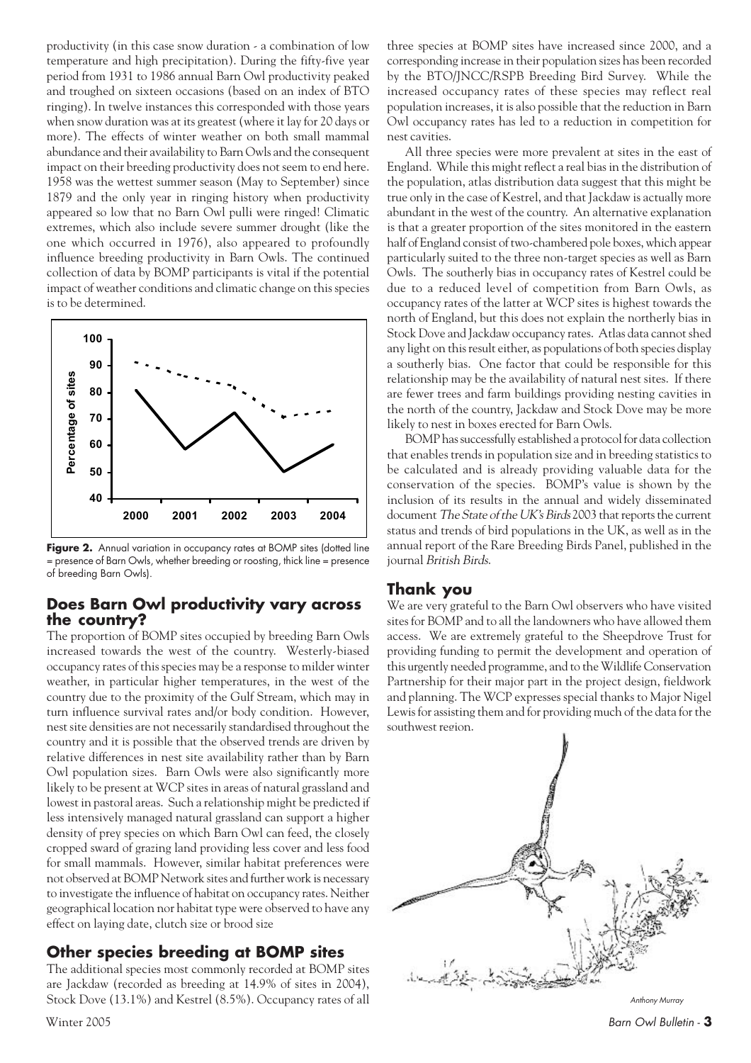productivity (in this case snow duration - a combination of low temperature and high precipitation). During the fifty-five year period from 1931 to 1986 annual Barn Owl productivity peaked and troughed on sixteen occasions (based on an index of BTO ringing). In twelve instances this corresponded with those years when snow duration was at its greatest (where it lay for 20 days or more). The effects of winter weather on both small mammal abundance and their availability to Barn Owls and the consequent impact on their breeding productivity does not seem to end here. 1958 was the wettest summer season (May to September) since 1879 and the only year in ringing history when productivity appeared so low that no Barn Owl pulli were ringed! Climatic extremes, which also include severe summer drought (like the one which occurred in 1976), also appeared to profoundly influence breeding productivity in Barn Owls. The continued collection of data by BOMP participants is vital if the potential impact of weather conditions and climatic change on this species is to be determined.

**Figure 2.** Annual variation in occupancy rates at BOMP sites (dotted line = presence of Barn Owls, whether breeding or roosting, thick line = presence of breeding Barn Owls).

## Does Barn Owl productivity vary across the country?

The proportion of BOMP sites occupied by breeding Barn Owls increased towards the west of the country. Westerly-biased occupancy rates of this species may be a response to milder winter weather, in particular higher temperatures, in the west of the country due to the proximity of the Gulf Stream, which may in turn influence survival rates and/or body condition. However, nest site densities are not necessarily standardised throughout the country and it is possible that the observed trends are driven by relative differences in nest site availability rather than by Barn Owl population sizes. Barn Owls were also significantly more likely to be present at WCP sites in areas of natural grassland and lowest in pastoral areas. Such a relationship might be predicted if less intensively managed natural grassland can support a higher density of prey species on which Barn Owl can feed, the closely cropped sward of grazing land providing less cover and less food for small mammals. However, similar habitat preferences were not observed at BOMP Network sites and further work is necessary to investigate the influence of habitat on occupancy rates. Neither geographical location nor habitat type were observed to have any effect on laying date, clutch size or brood size

## Other species breeding at BOMP sites

The additional species most commonly recorded at BOMP sites are Jackdaw (recorded as breeding at 14.9% of sites in 2004), Stock Dove (13.1%) and Kestrel (8.5%). Occupancy rates of all three species at BOMP sites have increased since 2000, and a corresponding increase in their population sizes has been recorded by the BTO/JNCC/RSPB Breeding Bird Survey. While the increased occupancy rates of these species may reflect real population increases, it is also possible that the reduction in Barn Owl occupancy rates has led to a reduction in competition for nest cavities.

All three species were more prevalent at sites in the east of England. While this might reflect a real bias in the distribution of the population, atlas distribution data suggest that this might be true only in the case of Kestrel, and that Jackdaw is actually more abundant in the west of the country. An alternative explanation is that a greater proportion of the sites monitored in the eastern half of England consist of two-chambered pole boxes, which appear particularly suited to the three non-target species as well as Barn Owls. The southerly bias in occupancy rates of Kestrel could be due to a reduced level of competition from Barn Owls, as occupancy rates of the latter at WCP sites is highest towards the north of England, but this does not explain the northerly bias in Stock Dove and Jackdaw occupancy rates. Atlas data cannot shed any light on this result either, as populations of both species display a southerly bias. One factor that could be responsible for this relationship may be the availability of natural nest sites. If there are fewer trees and farm buildings providing nesting cavities in the north of the country, Jackdaw and Stock Dove may be more likely to nest in boxes erected for Barn Owls.

BOMP has successfully established a protocol for data collection that enables trends in population size and in breeding statistics to be calculated and is already providing valuable data for the conservation of the species. BOMP's value is shown by the inclusion of its results in the annual and widely disseminated document *The State of the UK's Birds* 2003 that reports the current status and trends of bird populations in the UK, as well as in the annual report of the Rare Breeding Birds Panel, published in the journal *British Birds*.

## Thank you

We are very grateful to the Barn Owl observers who have visited sites for BOMP and to all the landowners who have allowed them access. We are extremely grateful to the Sheepdrove Trust for providing funding to permit the development and operation of this urgently needed programme, and to the Wildlife Conservation Partnership for their major part in the project design, fieldwork and planning. The WCP expresses special thanks to Major Nigel Lewis for assisting them and for providing much of the data for the southwest region.

*Anthony Murray*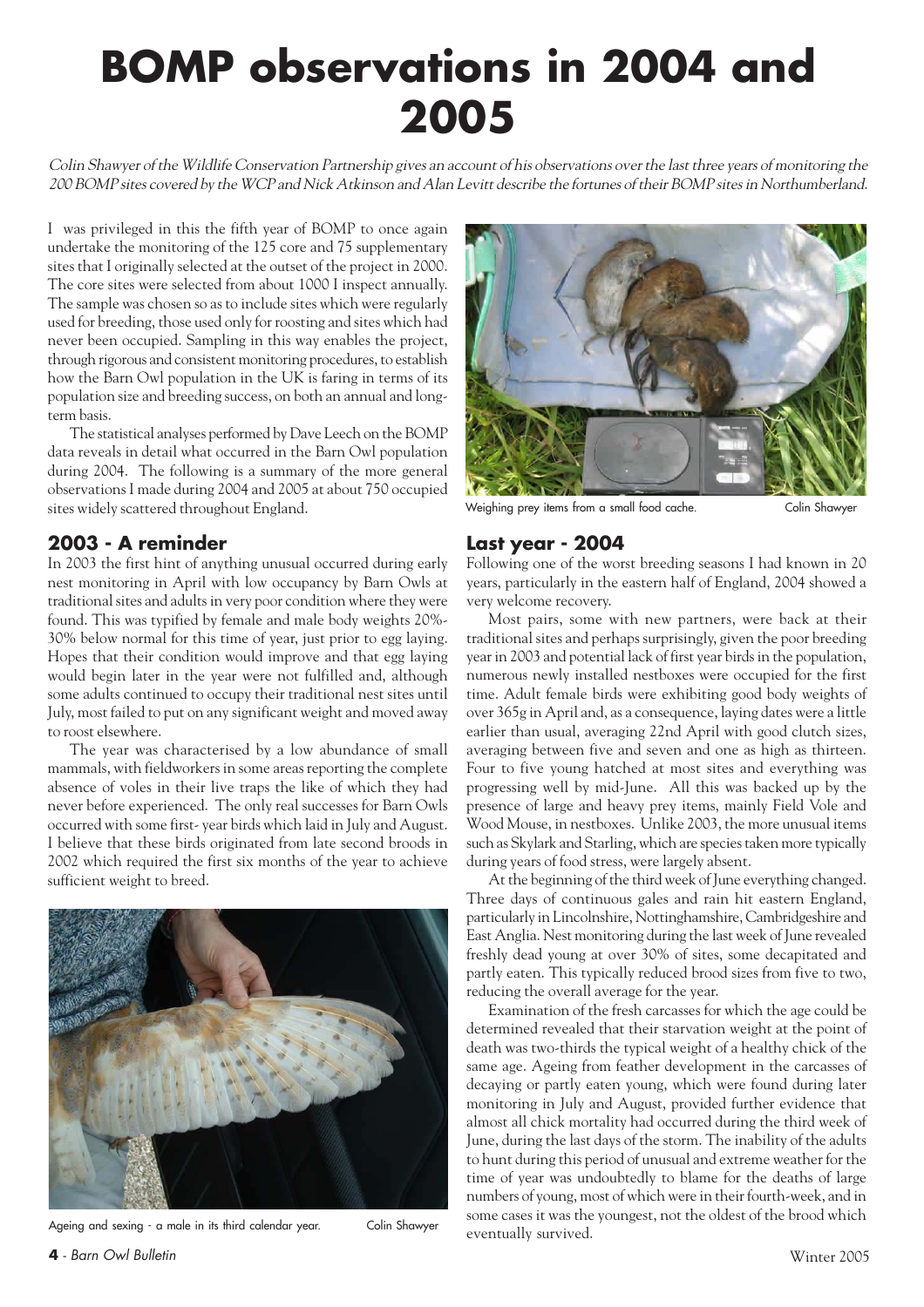# BOMP observations in 2004 and 2005

*Colin Shawyer of the Wildlife Conservation Partnership gives an account of his observations over the last three years of monitoring the 200 BOMP sites covered by the WCP and Nick Atkinson and Alan Levitt describe the fortunes of their BOMP sites in Northumberland.*

I was privileged in this the fifth year of BOMP to once again undertake the monitoring of the 125 core and 75 supplementary sites that I originally selected at the outset of the project in 2000. The core sites were selected from about 1000 I inspect annually. The sample was chosen so as to include sites which were regularly used for breeding, those used only for roosting and sites which had never been occupied. Sampling in this way enables the project, through rigorous and consistent monitoring procedures, to establish how the Barn Owl population in the UK is faring in terms of its population size and breeding success, on both an annual and long-term basis.

The statistical analyses performed by Dave Leech on the BOMP data reveals in detail what occurred in the Barn Owl population during 2004. The following is a summary of the more general observations I made during 2004 and 2005 at about 750 occupied sites widely scattered throughout England.

## 2003 - A reminder

In 2003 the first hint of anything unusual occurred during early nest monitoring in April with low occupancy by Barn Owls at traditional sites and adults in very poor condition where they were found. This was typified by female and male body weights 20%-30% below normal for this time of year, just prior to egg laying. Hopes that their condition would improve and that egg laying would begin later in the year were not fulfilled and, although some adults continued to occupy their traditional nest sites until July, most failed to put on any significant weight and moved away to roost elsewhere.

The year was characterised by a low abundance of small mammals, with fieldworkers in some areas reporting the complete absence of voles in their live traps the like of which they had never before experienced. The only real successes for Barn Owls occurred with some first- year birds which laid in July and August. I believe that these birds originated from late second broods in 2002 which required the first six months of the year to achieve sufficient weight to breed.

Ageing and sexing - a male in its third calendar year. Colin Shawyer

Weighing prey items from a small food cache. Colin Shawyer

## Last year - 2004

Following one of the worst breeding seasons I had known in 20 years, particularly in the eastern half of England, 2004 showed a very welcome recovery.

Most pairs, some with new partners, were back at their traditional sites and perhaps surprisingly, given the poor breeding year in 2003 and potential lack of first year birds in the population, numerous newly installed nestboxes were occupied for the first time. Adult female birds were exhibiting good body weights of over 365g in April and, as a consequence, laying dates were a little earlier than usual, averaging 22nd April with good clutch sizes, averaging between five and seven and one as high as thirteen. Four to five young hatched at most sites and everything was progressing well by mid-June. All this was backed up by the presence of large and heavy prey items, mainly Field Vole and Wood Mouse, in nestboxes. Unlike 2003, the more unusual items such as Skylark and Starling, which are species taken more typically during years of food stress, were largely absent.

At the beginning of the third week of June everything changed. Three days of continuous gales and rain hit eastern England, particularly in Lincolnshire, Nottinghamshire, Cambridgeshire and East Anglia. Nest monitoring during the last week of June revealed freshly dead young at over 30% of sites, some decapitated and partly eaten. This typically reduced brood sizes from five to two, reducing the overall average for the year.

Examination of the fresh carcasses for which the age could be determined revealed that their starvation weight at the point of death was two-thirds the typical weight of a healthy chick of the same age. Ageing from feather development in the carcasses of decaying or partly eaten young, which were found during later monitoring in July and August, provided further evidence that almost all chick mortality had occurred during the third week of June, during the last days of the storm. The inability of the adults to hunt during this period of unusual and extreme weather for the time of year was undoubtedly to blame for the deaths of large numbers of young, most of which were in their fourth-week, and in some cases it was the youngest, not the oldest of the brood which eventually survived.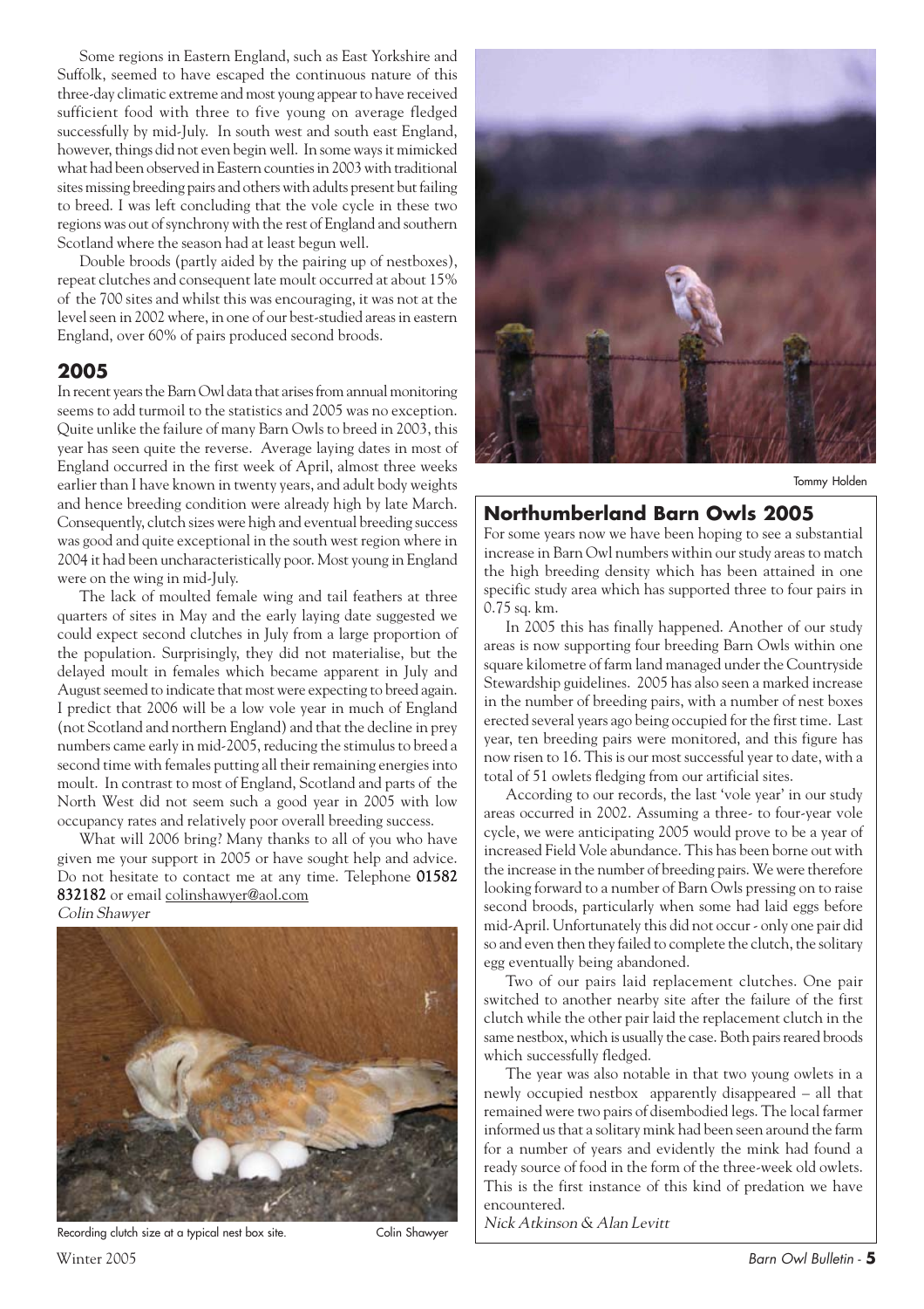Some regions in Eastern England, such as East Yorkshire and Suffolk, seemed to have escaped the continuous nature of this three-day climatic extreme and most young appear to have received sufficient food with three to five young on average fledged successfully by mid-July. In south west and south east England, however, things did not even begin well. In some ways it mimicked what had been observed in Eastern counties in 2003 with traditional sites missing breeding pairs and others with adults present but failing to breed. I was left concluding that the vole cycle in these two regions was out of synchrony with the rest of England and southern Scotland where the season had at least begun well.

Double broods (partly aided by the pairing up of nestboxes), repeat clutches and consequent late moult occurred at about 15% of the 700 sites and whilst this was encouraging, it was not at the level seen in 2002 where, in one of our best-studied areas in eastern England, over 60% of pairs produced second broods.

## 2005

In recent years the Barn Owl data that arises from annual monitoring seems to add turmoil to the statistics and 2005 was no exception. Quite unlike the failure of many Barn Owls to breed in 2003, this year has seen quite the reverse. Average laying dates in most of England occurred in the first week of April, almost three weeks earlier than I have known in twenty years, and adult body weights and hence breeding condition were already high by late March. Consequently, clutch sizes were high and eventual breeding success was good and quite exceptional in the south west region where in 2004 it had been uncharacteristically poor. Most young in England were on the wing in mid-July.

The lack of moulted female wing and tail feathers at three quarters of sites in May and the early laying date suggested we could expect second clutches in July from a large proportion of the population. Surprisingly, they did not materialise, but the delayed moult in females which became apparent in July and August seemed to indicate that most were expecting to breed again. I predict that 2006 will be a low vole year in much of England (not Scotland and northern England) and that the decline in prey numbers came early in mid-2005, reducing the stimulus to breed a second time with females putting all their remaining energies into moult. In contrast to most of England, Scotland and parts of the North West did not seem such a good year in 2005 with low occupancy rates and relatively poor overall breeding success.

What will 2006 bring? Many thanks to all of you who have given me your support in 2005 or have sought help and advice. Do not hesitate to contact me at any time. Telephone **01582 832182** or email colinshawyer@aol.com

*Colin Shawyer*

Recording clutch size at a typical nest box site. Colin Shawyer

Tommy Holden

## Northumberland Barn Owls 2005

For some years now we have been hoping to see a substantial increase in Barn Owl numbers within our study areas to match the high breeding density which has been attained in one specific study area which has supported three to four pairs in 0.75 sq. km.

In 2005 this has finally happened. Another of our study areas is now supporting four breeding Barn Owls within one square kilometre of farm land managed under the Countryside Stewardship guidelines. 2005 has also seen a marked increase in the number of breeding pairs, with a number of nest boxes erected several years ago being occupied for the first time. Last year, ten breeding pairs were monitored, and this figure has now risen to 16. This is our most successful year to date, with a total of 51 owlets fledging from our artificial sites.

According to our records, the last 'vole year' in our study areas occurred in 2002. Assuming a three- to four-year vole cycle, we were anticipating 2005 would prove to be a year of increased Field Vole abundance. This has been borne out with the increase in the number of breeding pairs. We were therefore looking forward to a number of Barn Owls pressing on to raise second broods, particularly when some had laid eggs before mid-April. Unfortunately this did not occur - only one pair did so and even then they failed to complete the clutch, the solitary egg eventually being abandoned.

Two of our pairs laid replacement clutches. One pair switched to another nearby site after the failure of the first clutch while the other pair laid the replacement clutch in the same nestbox, which is usually the case. Both pairs reared broods which successfully fledged.

The year was also notable in that two young owlets in a newly occupied nestbox apparently disappeared – all that remained were two pairs of disembodied legs. The local farmer informed us that a solitary mink had been seen around the farm for a number of years and evidently the mink had found a ready source of food in the form of the three-week old owlets. This is the first instance of this kind of predation we have encountered.

*Nick Atkinson & Alan Levitt*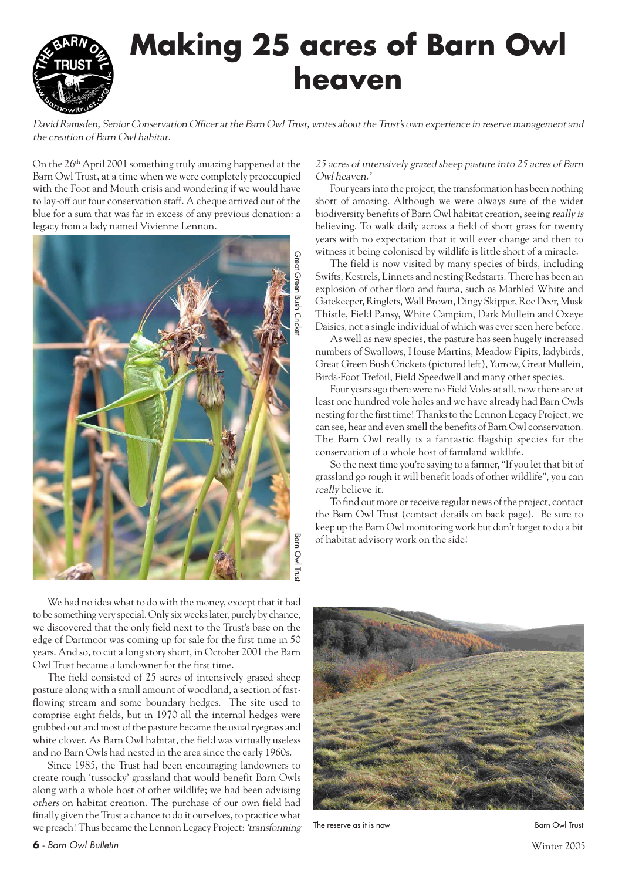# Making 25 acres of Barn Owl heaven

*David Ramsden, Senior Conservation Officer at the Barn Owl Trust, writes about the Trust's own experience in reserve management and the creation of Barn Owl habitat.*

On the 26th April 2001 something truly amazing happened at the Barn Owl Trust, at a time when we were completely preoccupied with the Foot and Mouth crisis and wondering if we would have to lay-off our four conservation staff. A cheque arrived out of the blue for a sum that was far in excess of any previous donation: a legacy from a lady named Vivienne Lennon.

Great Green Bush Cricket — Barn Owl Trust

We had no idea what to do with the money, except that it had to be something very special. Only six weeks later, purely by chance, we discovered that the only field next to the Trust's base on the edge of Dartmoor was coming up for sale for the first time in 50 years. And so, to cut a long story short, in October 2001 the Barn Owl Trust became a landowner for the first time.

The field consisted of 25 acres of intensively grazed sheep pasture along with a small amount of woodland, a section of fast-flowing stream and some boundary hedges. The site used to comprise eight fields, but in 1970 all the internal hedges were grubbed out and most of the pasture became the usual ryegrass and white clover. As Barn Owl habitat, the field was virtually useless and no Barn Owls had nested in the area since the early 1960s.

Since 1985, the Trust had been encouraging landowners to create rough 'tussocky' grassland that would benefit Barn Owls along with a whole host of other wildlife; we had been advising *others* on habitat creation. The purchase of our own field had finally given the Trust a chance to do it ourselves, to practice what we preach! Thus became the Lennon Legacy Project: *'transforming 25 acres of intensively grazed sheep pasture into 25 acres of Barn Owl heaven.'*

Four years into the project, the transformation has been nothing short of amazing. Although we were always sure of the wider biodiversity benefits of Barn Owl habitat creation, seeing *really is* believing. To walk daily across a field of short grass for twenty years with no expectation that it will ever change and then to witness it being colonised by wildlife is little short of a miracle.

The field is now visited by many species of birds, including Swifts, Kestrels, Linnets and nesting Redstarts. There has been an explosion of other flora and fauna, such as Marbled White and Gatekeeper, Ringlets, Wall Brown, Dingy Skipper, Roe Deer, Musk Thistle, Field Pansy, White Campion, Dark Mullein and Oxeye Daisies, not a single individual of which was ever seen here before.

As well as new species, the pasture has seen hugely increased numbers of Swallows, House Martins, Meadow Pipits, ladybirds, Great Green Bush Crickets (pictured left), Yarrow, Great Mullein, Birds-Foot Trefoil, Field Speedwell and many other species.

Four years ago there were no Field Voles at all, now there are at least one hundred vole holes and we have already had Barn Owls nesting for the first time! Thanks to the Lennon Legacy Project, we can see, hear and even smell the benefits of Barn Owl conservation. The Barn Owl really is a fantastic flagship species for the conservation of a whole host of farmland wildlife.

So the next time you're saying to a farmer, "If you let that bit of grassland go rough it will benefit loads of other wildlife", you can *really* believe it.

To find out more or receive regular news of the project, contact the Barn Owl Trust (contact details on back page). Be sure to keep up the Barn Owl monitoring work but don't forget to do a bit of habitat advisory work on the side!

The reserve as it is now — Barn Owl Trust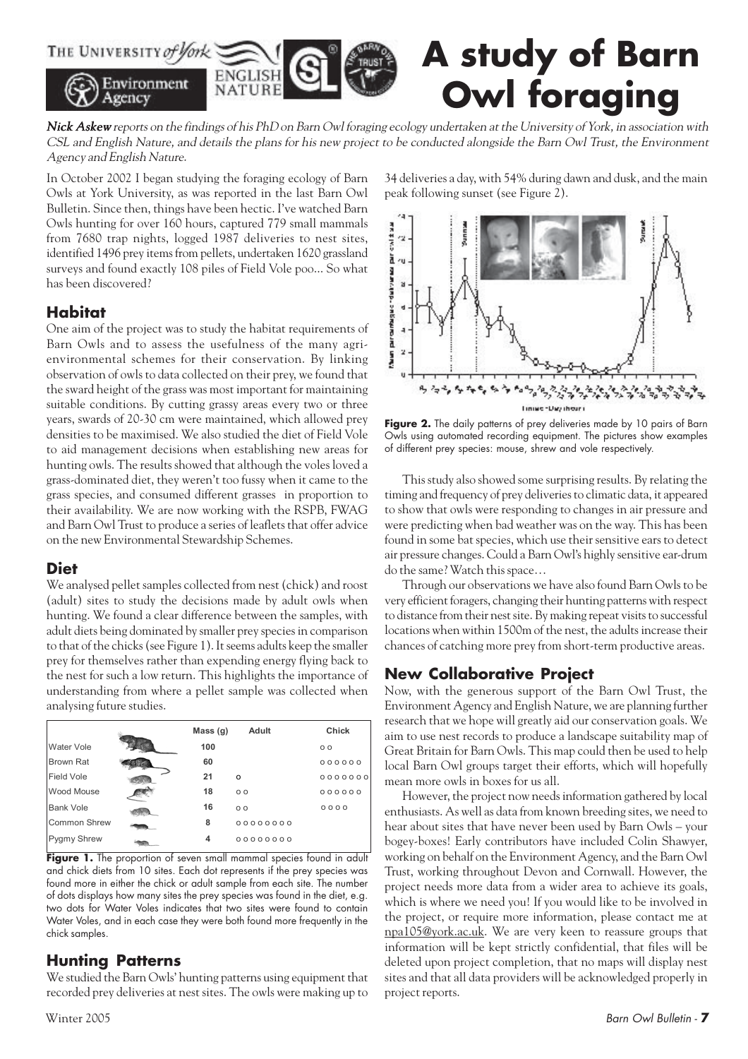# A study of Barn Owl foraging

***Nick Askew** reports on the findings of his PhD on Barn Owl foraging ecology undertaken at the University of York, in association with CSL and English Nature, and details the plans for his new project to be conducted alongside the Barn Owl Trust, the Environment Agency and English Nature.*

In October 2002 I began studying the foraging ecology of Barn Owls at York University, as was reported in the last Barn Owl Bulletin. Since then, things have been hectic. I've watched Barn Owls hunting for over 160 hours, captured 779 small mammals from 7680 trap nights, logged 1987 deliveries to nest sites, identified 1496 prey items from pellets, undertaken 1620 grassland surveys and found exactly 108 piles of Field Vole poo... So what has been discovered?

## Habitat

One aim of the project was to study the habitat requirements of Barn Owls and to assess the usefulness of the many agri-environmental schemes for their conservation. By linking observation of owls to data collected on their prey, we found that the sward height of the grass was most important for maintaining suitable conditions. By cutting grassy areas every two or three years, swards of 20-30 cm were maintained, which allowed prey densities to be maximised. We also studied the diet of Field Vole to aid management decisions when establishing new areas for hunting owls. The results showed that although the voles loved a grass-dominated diet, they weren't too fussy when it came to the grass species, and consumed different grasses in proportion to their availability. We are now working with the RSPB, FWAG and Barn Owl Trust to produce a series of leaflets that offer advice on the new Environmental Stewardship Schemes.

## Diet

We analysed pellet samples collected from nest (chick) and roost (adult) sites to study the decisions made by adult owls when hunting. We found a clear difference between the samples, with adult diets being dominated by smaller prey species in comparison to that of the chicks (see Figure 1). It seems adults keep the smaller prey for themselves rather than expending energy flying back to the nest for such a low return. This highlights the importance of understanding from where a pellet sample was collected when analysing future studies.

| | Mass (g) | Adult | Chick |
|---|---|---|---|
| Water Vole | 100 | | o o |
| Brown Rat | 60 | | o o o o o o |
| Field Vole | 21 | o | o o o o o o o |
| Wood Mouse | 18 | o o | o o o o o o |
| Bank Vole | 16 | o o | o o o o |
| Common Shrew | 8 | o o o o o o o o | |
| Pygmy Shrew | 4 | o o o o o o o o | |

**Figure 1.** The proportion of seven small mammal species found in adult and chick diets from 10 sites. Each dot represents if the prey species was found more in either the chick or adult sample from each site. The number of dots displays how many sites the prey species was found in the diet, e.g. two dots for Water Voles indicates that two sites were found to contain Water Voles, and in each case they were both found more frequently in the chick samples.

## Hunting Patterns

We studied the Barn Owls' hunting patterns using equipment that recorded prey deliveries at nest sites. The owls were making up to 34 deliveries a day, with 54% during dawn and dusk, and the main peak following sunset (see Figure 2).

**Figure 2.** The daily patterns of prey deliveries made by 10 pairs of Barn Owls using automated recording equipment. The pictures show examples of different prey species: mouse, shrew and vole respectively.

This study also showed some surprising results. By relating the timing and frequency of prey deliveries to climatic data, it appeared to show that owls were responding to changes in air pressure and were predicting when bad weather was on the way. This has been found in some bat species, which use their sensitive ears to detect air pressure changes. Could a Barn Owl's highly sensitive ear-drum do the same? Watch this space…

Through our observations we have also found Barn Owls to be very efficient foragers, changing their hunting patterns with respect to distance from their nest site. By making repeat visits to successful locations when within 1500m of the nest, the adults increase their chances of catching more prey from short-term productive areas.

## New Collaborative Project

Now, with the generous support of the Barn Owl Trust, the Environment Agency and English Nature, we are planning further research that we hope will greatly aid our conservation goals. We aim to use nest records to produce a landscape suitability map of Great Britain for Barn Owls. This map could then be used to help local Barn Owl groups target their efforts, which will hopefully mean more owls in boxes for us all.

However, the project now needs information gathered by local enthusiasts. As well as data from known breeding sites, we need to hear about sites that have never been used by Barn Owls – your bogey-boxes! Early contributors have included Colin Shawyer, working on behalf on the Environment Agency, and the Barn Owl Trust, working throughout Devon and Cornwall. However, the project needs more data from a wider area to achieve its goals, which is where we need you! If you would like to be involved in the project, or require more information, please contact me at npa105@york.ac.uk. We are very keen to reassure groups that information will be kept strictly confidential, that files will be deleted upon project completion, that no maps will display nest sites and that all data providers will be acknowledged properly in project reports.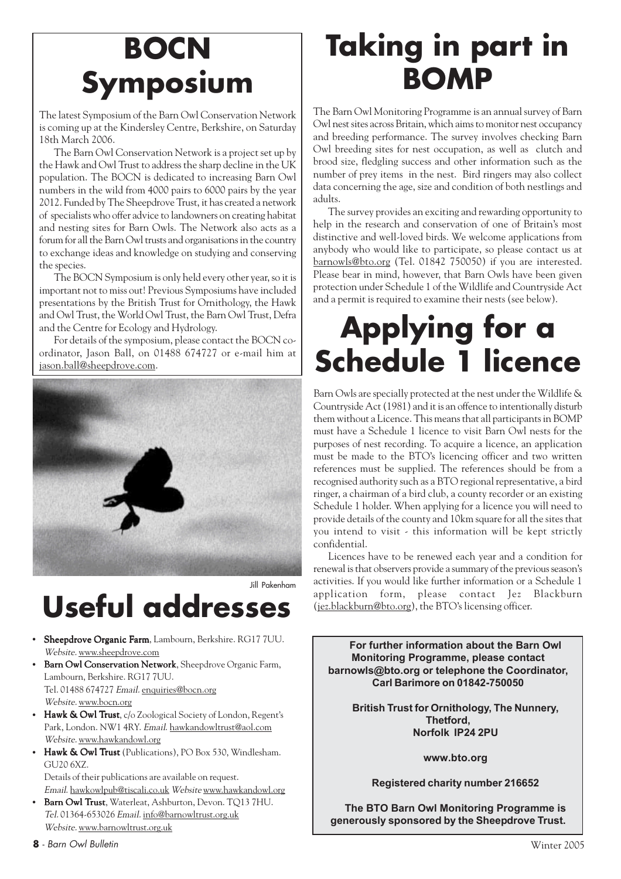# BOCN Symposium

The latest Symposium of the Barn Owl Conservation Network is coming up at the Kindersley Centre, Berkshire, on Saturday 18th March 2006.

The Barn Owl Conservation Network is a project set up by the Hawk and Owl Trust to address the sharp decline in the UK population. The BOCN is dedicated to increasing Barn Owl numbers in the wild from 4000 pairs to 6000 pairs by the year 2012. Funded by The Sheepdrove Trust, it has created a network of specialists who offer advice to landowners on creating habitat and nesting sites for Barn Owls. The Network also acts as a forum for all the Barn Owl trusts and organisations in the country to exchange ideas and knowledge on studying and conserving the species.

The BOCN Symposium is only held every other year, so it is important not to miss out! Previous Symposiums have included presentations by the British Trust for Ornithology, the Hawk and Owl Trust, the World Owl Trust, the Barn Owl Trust, Defra and the Centre for Ecology and Hydrology.

For details of the symposium, please contact the BOCN co-ordinator, Jason Ball, on 01488 674727 or e-mail him at jason.ball@sheepdrove.com.

Jill Pakenham

# Useful addresses

- **Sheepdrove Organic Farm**, Lambourn, Berkshire. RG17 7UU. *Website.* www.sheepdrove.com
- **Barn Owl Conservation Network**, Sheepdrove Organic Farm, Lambourn, Berkshire. RG17 7UU. Tel. 01488 674727 *Email.* enquiries@bocn.org *Website.* www.bocn.org
- **Hawk & Owl Trust**, c/o Zoological Society of London, Regent's Park, London. NW1 4RY. *Email.* hawkandowltrust@aol.com *Website.* www.hawkandowl.org
- **Hawk & Owl Trust** (Publications), PO Box 530, Windlesham. GU20 6XZ. Details of their publications are available on request. *Email.* hawkowlpub@tiscali.co.uk *Website* www.hawkandowl.org
- **Barn Owl Trust**, Waterleat, Ashburton, Devon. TQ13 7HU. *Tel.* 01364-653026 *Email.* info@barnowltrust.org.uk *Website.* www.barnowltrust.org.uk

# Taking in part in BOMP

The Barn Owl Monitoring Programme is an annual survey of Barn Owl nest sites across Britain, which aims to monitor nest occupancy and breeding performance. The survey involves checking Barn Owl breeding sites for nest occupation, as well as clutch and brood size, fledgling success and other information such as the number of prey items in the nest. Bird ringers may also collect data concerning the age, size and condition of both nestlings and adults.

The survey provides an exciting and rewarding opportunity to help in the research and conservation of one of Britain's most distinctive and well-loved birds. We welcome applications from anybody who would like to participate, so please contact us at barnowls@bto.org (Tel. 01842 750050) if you are interested. Please bear in mind, however, that Barn Owls have been given protection under Schedule 1 of the Wildlife and Countryside Act and a permit is required to examine their nests (see below).

# Applying for a Schedule 1 licence

Barn Owls are specially protected at the nest under the Wildlife & Countryside Act (1981) and it is an offence to intentionally disturb them without a Licence. This means that all participants in BOMP must have a Schedule 1 licence to visit Barn Owl nests for the purposes of nest recording. To acquire a licence, an application must be made to the BTO's licencing officer and two written references must be supplied. The references should be from a recognised authority such as a BTO regional representative, a bird ringer, a chairman of a bird club, a county recorder or an existing Schedule 1 holder. When applying for a licence you will need to provide details of the county and 10km square for all the sites that you intend to visit - this information will be kept strictly confidential.

Licences have to be renewed each year and a condition for renewal is that observers provide a summary of the previous season's activities. If you would like further information or a Schedule 1 application form, please contact Jez Blackburn (jez.blackburn@bto.org), the BTO's licensing officer.

**For further information about the Barn Owl Monitoring Programme, please contact barnowls@bto.org or telephone the Coordinator, Carl Barimore on 01842-750050**

**British Trust for Ornithology, The Nunnery, Thetford, Norfolk IP24 2PU**

**www.bto.org**

**Registered charity number 216652**

**The BTO Barn Owl Monitoring Programme is generously sponsored by the Sheepdrove Trust.**